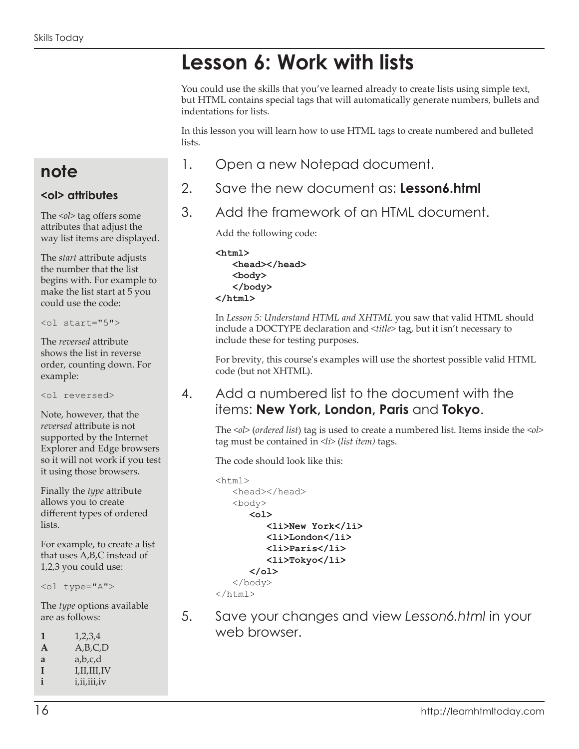# Lesson 6: Work with lists

You could use the skills that you've learned already to create lists using simple text, but HTML contains special tags that will automatically generate numbers, bullets and indentations for lists.

In this lesson you will learn how to use HTML tags to create numbered and bulleted lists.

1. Open a new Notepad document.

2. Save the new document as: **Lesson6.html**

3. Add the framework of an HTML document.

   Add the following code:

```
<html>
   <head></head>
   <body>
   </body>
</html>
```

   In *Lesson 5: Understand HTML and XHTML* you saw that valid HTML should include a DOCTYPE declaration and *<title>* tag, but it isn't necessary to include these for testing purposes.

   For brevity, this course's examples will use the shortest possible valid HTML code (but not XHTML).

4. Add a numbered list to the document with the items: **New York, London, Paris** and **Tokyo**.

   The *<ol>* (*ordered list*) tag is used to create a numbered list. Items inside the *<ol>* tag must be contained in *<li>* (*list item)* tags.

   The code should look like this:

```
<html>
   <head></head>
   <body>
      <ol>
         <li>New York</li>
         <li>London</li>
         <li>Paris</li>
         <li>Tokyo</li>
      </ol>
   </body>
</html>
```

5. Save your changes and view *Lesson6.html* in your web browser.

## note

### <ol> attributes

The *<ol>* tag offers some attributes that adjust the way list items are displayed.

The *start* attribute adjusts the number that the list begins with. For example to make the list start at 5 you could use the code:

```
<ol start="5">
```

The *reversed* attribute shows the list in reverse order, counting down. For example:

```
<ol reversed>
```

Note, however, that the *reversed* attribute is not supported by the Internet Explorer and Edge browsers so it will not work if you test it using those browsers.

Finally the *type* attribute allows you to create different types of ordered lists.

For example, to create a list that uses A,B,C instead of 1,2,3 you could use:

```
<ol type="A">
```

The *type* options available are as follows:

| | |
|---|---|
| **1** | 1,2,3,4 |
| **A** | A,B,C,D |
| **a** | a,b,c,d |
| **I** | I,II,III,IV |
| **i** | i,ii,iii,iv |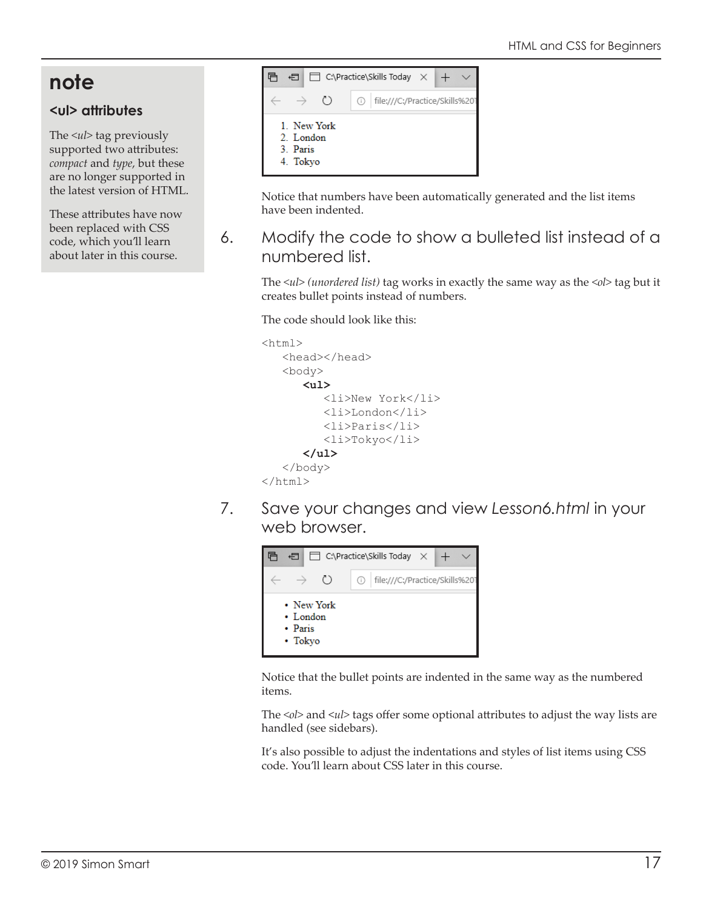## note

### <ul> attributes

The *<ul>* tag previously supported two attributes: *compact* and *type*, but these are no longer supported in the latest version of HTML.

These attributes have now been replaced with CSS code, which you'll learn about later in this course.

---

C:\Practice\Skills Today

file:///C:/Practice/Skills%20

1. New York
2. London
3. Paris
4. Tokyo

Notice that numbers have been automatically generated and the list items have been indented.

6. Modify the code to show a bulleted list instead of a numbered list.

The *<ul> (unordered list)* tag works in exactly the same way as the *<ol>* tag but it creates bullet points instead of numbers.

The code should look like this:

```
<html>
   <head></head>
   <body>
      <ul>
         <li>New York</li>
         <li>London</li>
         <li>Paris</li>
         <li>Tokyo</li>
      </ul>
   </body>
</html>
```

7. Save your changes and view *Lesson6.html* in your web browser.

C:\Practice\Skills Today

file:///C:/Practice/Skills%20

- New York
- London
- Paris
- Tokyo

Notice that the bullet points are indented in the same way as the numbered items.

The *<ol>* and *<ul>* tags offer some optional attributes to adjust the way lists are handled (see sidebars).

It's also possible to adjust the indentations and styles of list items using CSS code. You'll learn about CSS later in this course.